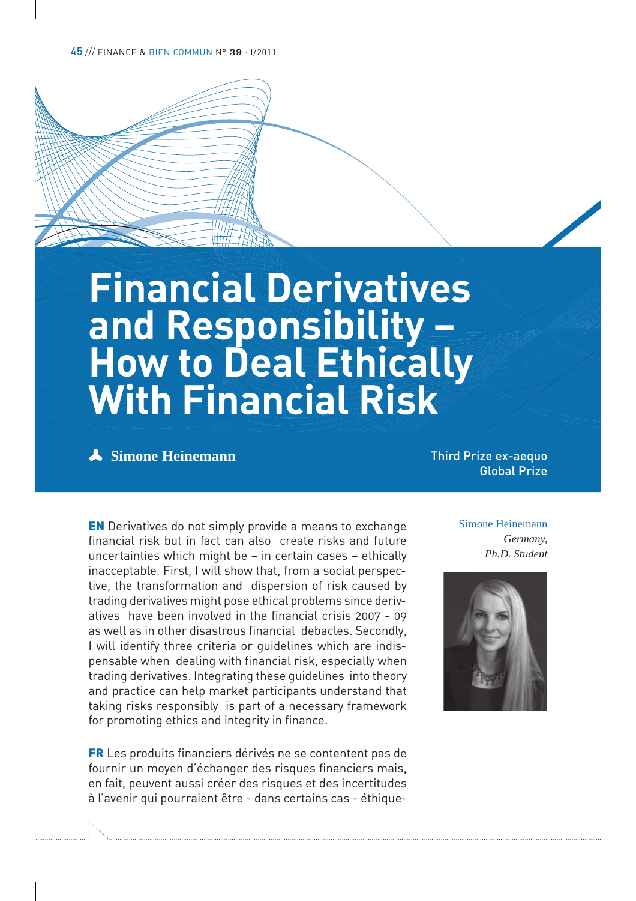# Financial Derivatives and Responsibility – How to Deal Ethically With Financial Risk

**Simone Heinemann**

Third Prize ex-aequo
Global Prize

Simone Heinemann
*Germany,*
*Ph.D. Student*

**EN** Derivatives do not simply provide a means to exchange financial risk but in fact can also create risks and future uncertainties which might be – in certain cases – ethically inacceptable. First, I will show that, from a social perspective, the transformation and dispersion of risk caused by trading derivatives might pose ethical problems since derivatives have been involved in the financial crisis 2007 - 09 as well as in other disastrous financial debacles. Secondly, I will identify three criteria or guidelines which are indispensable when dealing with financial risk, especially when trading derivatives. Integrating these guidelines into theory and practice can help market participants understand that taking risks responsibly is part of a necessary framework for promoting ethics and integrity in finance.

**FR** Les produits financiers dérivés ne se contentent pas de fournir un moyen d'échanger des risques financiers mais, en fait, peuvent aussi créer des risques et des incertitudes à l'avenir qui pourraient être - dans certains cas - éthique-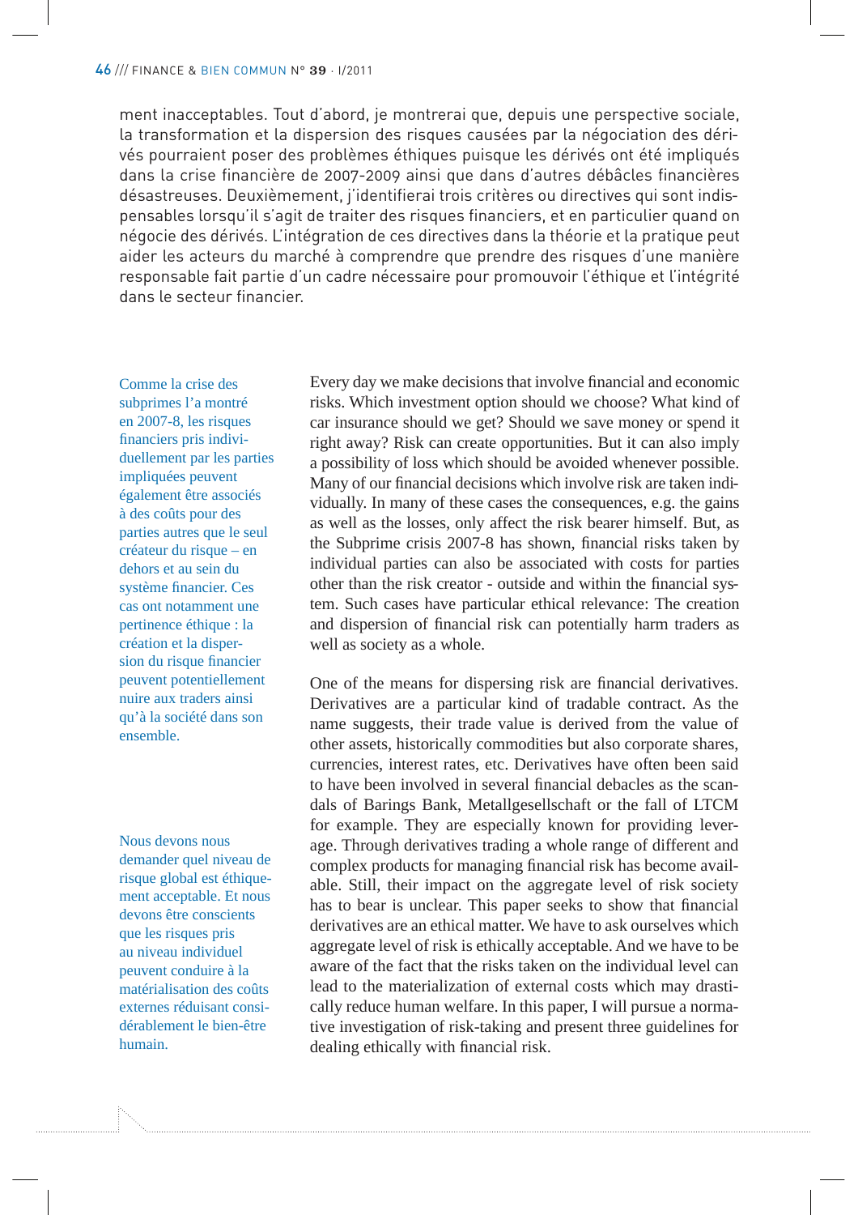ment inacceptables. Tout d'abord, je montrerai que, depuis une perspective sociale, la transformation et la dispersion des risques causées par la négociation des dérivés pourraient poser des problèmes éthiques puisque les dérivés ont été impliqués dans la crise financière de 2007-2009 ainsi que dans d'autres débâcles financières désastreuses. Deuxièmement, j'identifierai trois critères ou directives qui sont indispensables lorsqu'il s'agit de traiter des risques financiers, et en particulier quand on négocie des dérivés. L'intégration de ces directives dans la théorie et la pratique peut aider les acteurs du marché à comprendre que prendre des risques d'une manière responsable fait partie d'un cadre nécessaire pour promouvoir l'éthique et l'intégrité dans le secteur financier.

Comme la crise des subprimes l'a montré en 2007-8, les risques financiers pris individuellement par les parties impliquées peuvent également être associés à des coûts pour des parties autres que le seul créateur du risque – en dehors et au sein du système financier. Ces cas ont notamment une pertinence éthique : la création et la dispersion du risque financier peuvent potentiellement nuire aux traders ainsi qu'à la société dans son ensemble.

Every day we make decisions that involve financial and economic risks. Which investment option should we choose? What kind of car insurance should we get? Should we save money or spend it right away? Risk can create opportunities. But it can also imply a possibility of loss which should be avoided whenever possible. Many of our financial decisions which involve risk are taken individually. In many of these cases the consequences, e.g. the gains as well as the losses, only affect the risk bearer himself. But, as the Subprime crisis 2007-8 has shown, financial risks taken by individual parties can also be associated with costs for parties other than the risk creator - outside and within the financial system. Such cases have particular ethical relevance: The creation and dispersion of financial risk can potentially harm traders as well as society as a whole.

Nous devons nous demander quel niveau de risque global est éthiquement acceptable. Et nous devons être conscients que les risques pris au niveau individuel peuvent conduire à la matérialisation des coûts externes réduisant considérablement le bien-être humain.

One of the means for dispersing risk are financial derivatives. Derivatives are a particular kind of tradable contract. As the name suggests, their trade value is derived from the value of other assets, historically commodities but also corporate shares, currencies, interest rates, etc. Derivatives have often been said to have been involved in several financial debacles as the scandals of Barings Bank, Metallgesellschaft or the fall of LTCM for example. They are especially known for providing leverage. Through derivatives trading a whole range of different and complex products for managing financial risk has become available. Still, their impact on the aggregate level of risk society has to bear is unclear. This paper seeks to show that financial derivatives are an ethical matter. We have to ask ourselves which aggregate level of risk is ethically acceptable. And we have to be aware of the fact that the risks taken on the individual level can lead to the materialization of external costs which may drastically reduce human welfare. In this paper, I will pursue a normative investigation of risk-taking and present three guidelines for dealing ethically with financial risk.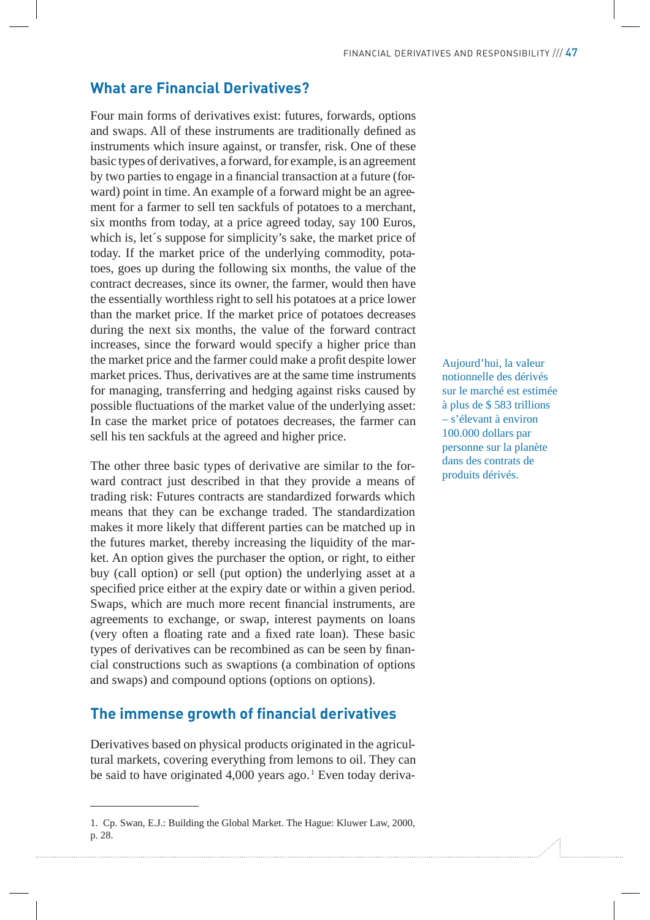## What are Financial Derivatives?

Four main forms of derivatives exist: futures, forwards, options and swaps. All of these instruments are traditionally defined as instruments which insure against, or transfer, risk. One of these basic types of derivatives, a forward, for example, is an agreement by two parties to engage in a financial transaction at a future (forward) point in time. An example of a forward might be an agreement for a farmer to sell ten sackfuls of potatoes to a merchant, six months from today, at a price agreed today, say 100 Euros, which is, let´s suppose for simplicity's sake, the market price of today. If the market price of the underlying commodity, potatoes, goes up during the following six months, the value of the contract decreases, since its owner, the farmer, would then have the essentially worthless right to sell his potatoes at a price lower than the market price. If the market price of potatoes decreases during the next six months, the value of the forward contract increases, since the forward would specify a higher price than the market price and the farmer could make a profit despite lower market prices. Thus, derivatives are at the same time instruments for managing, transferring and hedging against risks caused by possible fluctuations of the market value of the underlying asset: In case the market price of potatoes decreases, the farmer can sell his ten sackfuls at the agreed and higher price.

Aujourd'hui, la valeur notionnelle des dérivés sur le marché est estimée à plus de $ 583 trillions – s'élevant à environ 100.000 dollars par personne sur la planète dans des contrats de produits dérivés.

The other three basic types of derivative are similar to the forward contract just described in that they provide a means of trading risk: Futures contracts are standardized forwards which means that they can be exchange traded. The standardization makes it more likely that different parties can be matched up in the futures market, thereby increasing the liquidity of the market. An option gives the purchaser the option, or right, to either buy (call option) or sell (put option) the underlying asset at a specified price either at the expiry date or within a given period. Swaps, which are much more recent financial instruments, are agreements to exchange, or swap, interest payments on loans (very often a floating rate and a fixed rate loan). These basic types of derivatives can be recombined as can be seen by financial constructions such as swaptions (a combination of options and swaps) and compound options (options on options).

## The immense growth of financial derivatives

Derivatives based on physical products originated in the agricultural markets, covering everything from lemons to oil. They can be said to have originated 4,000 years ago.[1] Even today deriva-

---

1. Cp. Swan, E.J.: Building the Global Market. The Hague: Kluwer Law, 2000, p. 28.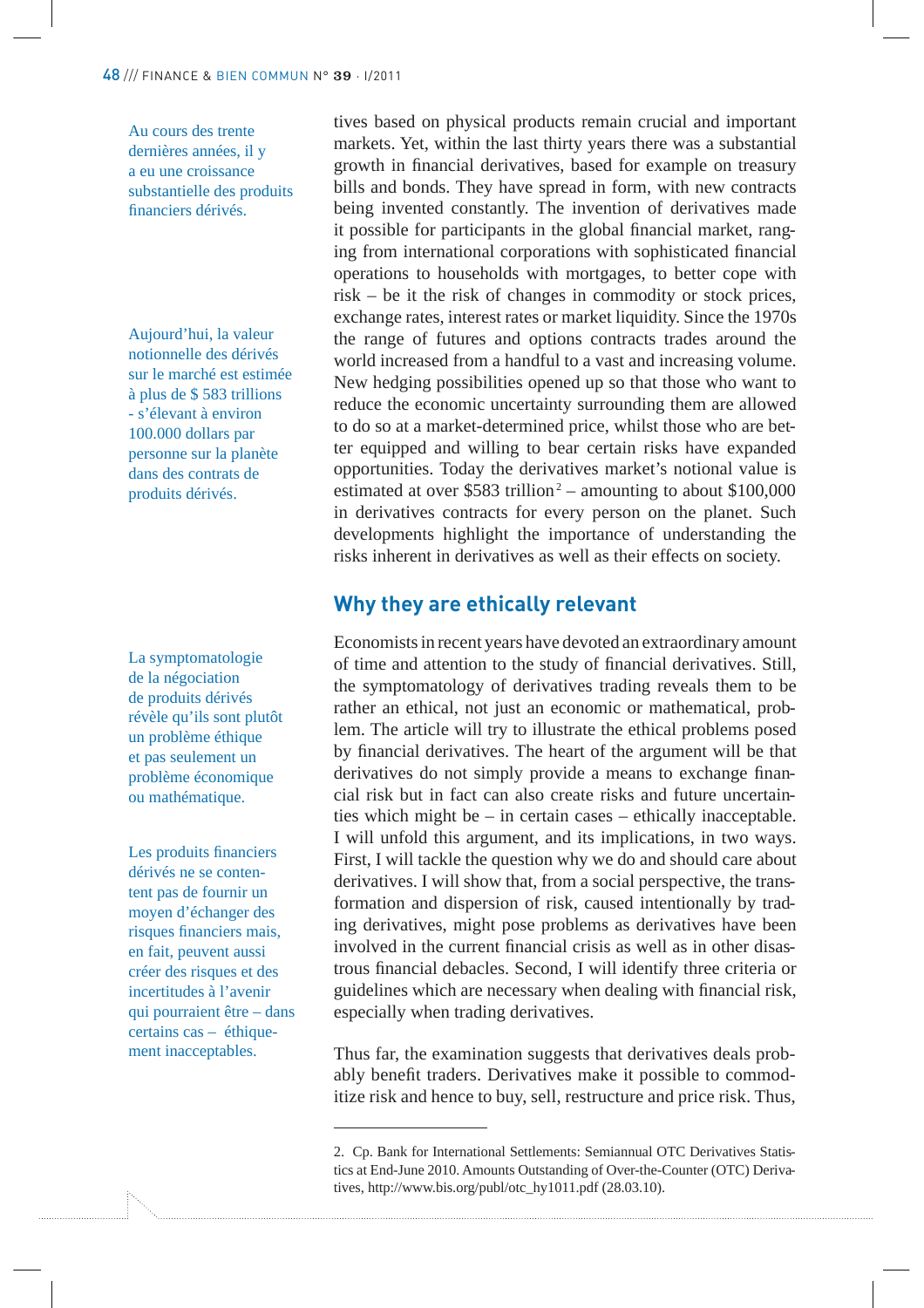Au cours des trente dernières années, il y a eu une croissance substantielle des produits financiers dérivés.

tives based on physical products remain crucial and important markets. Yet, within the last thirty years there was a substantial growth in financial derivatives, based for example on treasury bills and bonds. They have spread in form, with new contracts being invented constantly. The invention of derivatives made it possible for participants in the global financial market, ranging from international corporations with sophisticated financial operations to households with mortgages, to better cope with risk – be it the risk of changes in commodity or stock prices, exchange rates, interest rates or market liquidity. Since the 1970s the range of futures and options contracts trades around the world increased from a handful to a vast and increasing volume. New hedging possibilities opened up so that those who want to reduce the economic uncertainty surrounding them are allowed to do so at a market-determined price, whilst those who are better equipped and willing to bear certain risks have expanded opportunities. Today the derivatives market's notional value is estimated at over $583 trillion[2] – amounting to about $100,000 in derivatives contracts for every person on the planet. Such developments highlight the importance of understanding the risks inherent in derivatives as well as their effects on society.

Aujourd'hui, la valeur notionnelle des dérivés sur le marché est estimée à plus de $ 583 trillions - s'élevant à environ 100.000 dollars par personne sur la planète dans des contrats de produits dérivés.

## Why they are ethically relevant

Economists in recent years have devoted an extraordinary amount of time and attention to the study of financial derivatives. Still, the symptomatology of derivatives trading reveals them to be rather an ethical, not just an economic or mathematical, problem. The article will try to illustrate the ethical problems posed by financial derivatives. The heart of the argument will be that derivatives do not simply provide a means to exchange financial risk but in fact can also create risks and future uncertainties which might be – in certain cases – ethically inacceptable. I will unfold this argument, and its implications, in two ways. First, I will tackle the question why we do and should care about derivatives. I will show that, from a social perspective, the transformation and dispersion of risk, caused intentionally by trading derivatives, might pose problems as derivatives have been involved in the current financial crisis as well as in other disastrous financial debacles. Second, I will identify three criteria or guidelines which are necessary when dealing with financial risk, especially when trading derivatives.

La symptomatologie de la négociation de produits dérivés révèle qu'ils sont plutôt un problème éthique et pas seulement un problème économique ou mathématique.

Les produits financiers dérivés ne se contentent pas de fournir un moyen d'échanger des risques financiers mais, en fait, peuvent aussi créer des risques et des incertitudes à l'avenir qui pourraient être – dans certains cas – éthiquement inacceptables.

Thus far, the examination suggests that derivatives deals probably benefit traders. Derivatives make it possible to commoditize risk and hence to buy, sell, restructure and price risk. Thus,

2. Cp. Bank for International Settlements: Semiannual OTC Derivatives Statistics at End-June 2010. Amounts Outstanding of Over-the-Counter (OTC) Derivatives, http://www.bis.org/publ/otc_hy1011.pdf (28.03.10).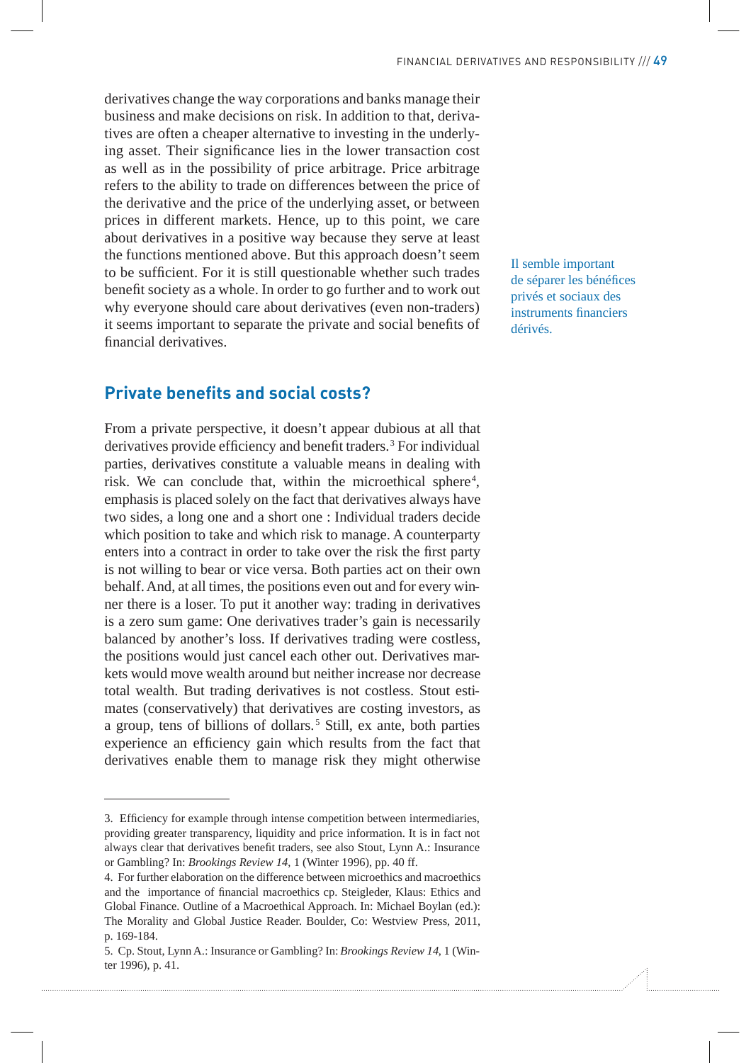derivatives change the way corporations and banks manage their business and make decisions on risk. In addition to that, derivatives are often a cheaper alternative to investing in the underlying asset. Their significance lies in the lower transaction cost as well as in the possibility of price arbitrage. Price arbitrage refers to the ability to trade on differences between the price of the derivative and the price of the underlying asset, or between prices in different markets. Hence, up to this point, we care about derivatives in a positive way because they serve at least the functions mentioned above. But this approach doesn't seem to be sufficient. For it is still questionable whether such trades benefit society as a whole. In order to go further and to work out why everyone should care about derivatives (even non-traders) it seems important to separate the private and social benefits of financial derivatives.

Il semble important de séparer les bénéfices privés et sociaux des instruments financiers dérivés.

## Private benefits and social costs?

From a private perspective, it doesn't appear dubious at all that derivatives provide efficiency and benefit traders.[3] For individual parties, derivatives constitute a valuable means in dealing with risk. We can conclude that, within the microethical sphere[4], emphasis is placed solely on the fact that derivatives always have two sides, a long one and a short one : Individual traders decide which position to take and which risk to manage. A counterparty enters into a contract in order to take over the risk the first party is not willing to bear or vice versa. Both parties act on their own behalf. And, at all times, the positions even out and for every winner there is a loser. To put it another way: trading in derivatives is a zero sum game: One derivatives trader's gain is necessarily balanced by another's loss. If derivatives trading were costless, the positions would just cancel each other out. Derivatives markets would move wealth around but neither increase nor decrease total wealth. But trading derivatives is not costless. Stout estimates (conservatively) that derivatives are costing investors, as a group, tens of billions of dollars.[5] Still, ex ante, both parties experience an efficiency gain which results from the fact that derivatives enable them to manage risk they might otherwise

---

3. Efficiency for example through intense competition between intermediaries, providing greater transparency, liquidity and price information. It is in fact not always clear that derivatives benefit traders, see also Stout, Lynn A.: Insurance or Gambling? In: *Brookings Review 14*, 1 (Winter 1996), pp. 40 ff.

4. For further elaboration on the difference between microethics and macroethics and the importance of financial macroethics cp. Steigleder, Klaus: Ethics and Global Finance. Outline of a Macroethical Approach. In: Michael Boylan (ed.): The Morality and Global Justice Reader. Boulder, Co: Westview Press, 2011, p. 169-184.

5. Cp. Stout, Lynn A.: Insurance or Gambling? In: *Brookings Review 14*, 1 (Winter 1996), p. 41.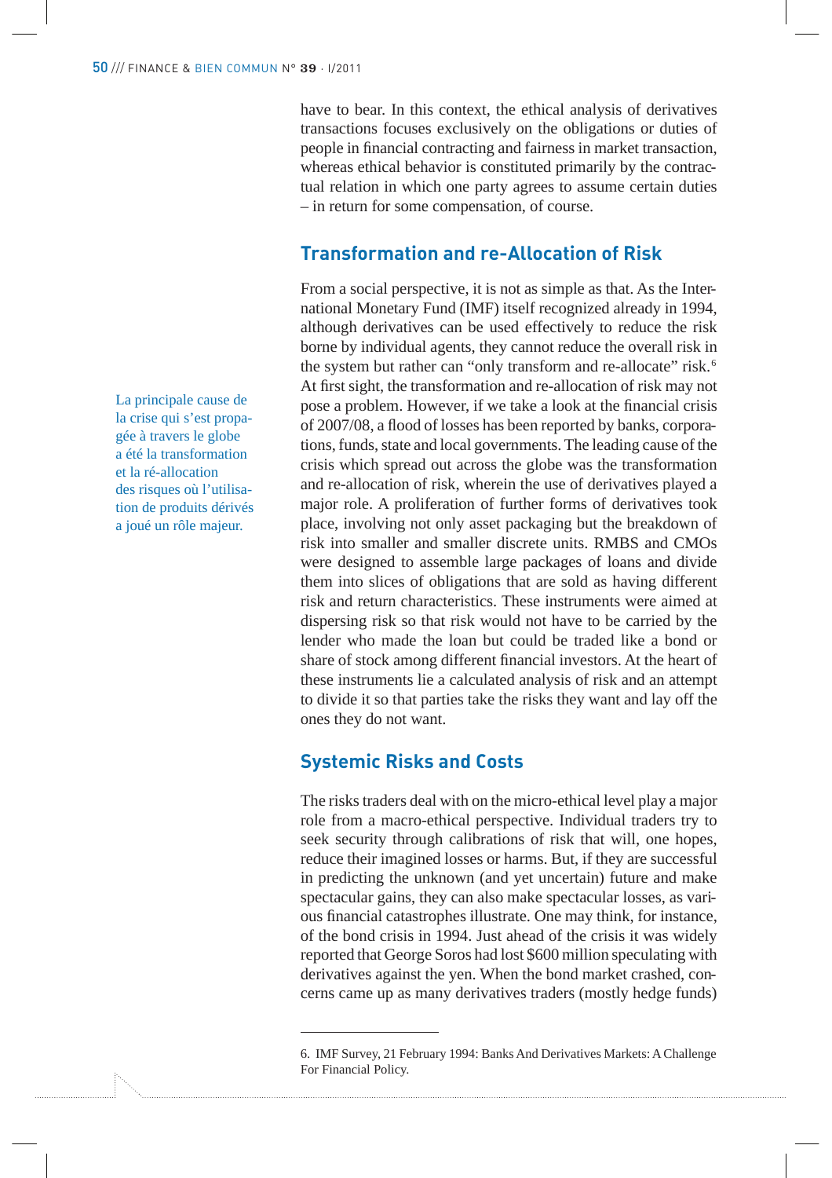have to bear. In this context, the ethical analysis of derivatives transactions focuses exclusively on the obligations or duties of people in financial contracting and fairness in market transaction, whereas ethical behavior is constituted primarily by the contractual relation in which one party agrees to assume certain duties – in return for some compensation, of course.

## Transformation and re-Allocation of Risk

From a social perspective, it is not as simple as that. As the International Monetary Fund (IMF) itself recognized already in 1994, although derivatives can be used effectively to reduce the risk borne by individual agents, they cannot reduce the overall risk in the system but rather can "only transform and re-allocate" risk.[6] At first sight, the transformation and re-allocation of risk may not pose a problem. However, if we take a look at the financial crisis of 2007/08, a flood of losses has been reported by banks, corporations, funds, state and local governments. The leading cause of the crisis which spread out across the globe was the transformation and re-allocation of risk, wherein the use of derivatives played a major role. A proliferation of further forms of derivatives took place, involving not only asset packaging but the breakdown of risk into smaller and smaller discrete units. RMBS and CMOs were designed to assemble large packages of loans and divide them into slices of obligations that are sold as having different risk and return characteristics. These instruments were aimed at dispersing risk so that risk would not have to be carried by the lender who made the loan but could be traded like a bond or share of stock among different financial investors. At the heart of these instruments lie a calculated analysis of risk and an attempt to divide it so that parties take the risks they want and lay off the ones they do not want.

La principale cause de la crise qui s'est propagée à travers le globe a été la transformation et la ré-allocation des risques où l'utilisation de produits dérivés a joué un rôle majeur.

## Systemic Risks and Costs

The risks traders deal with on the micro-ethical level play a major role from a macro-ethical perspective. Individual traders try to seek security through calibrations of risk that will, one hopes, reduce their imagined losses or harms. But, if they are successful in predicting the unknown (and yet uncertain) future and make spectacular gains, they can also make spectacular losses, as various financial catastrophes illustrate. One may think, for instance, of the bond crisis in 1994. Just ahead of the crisis it was widely reported that George Soros had lost $600 million speculating with derivatives against the yen. When the bond market crashed, concerns came up as many derivatives traders (mostly hedge funds)

---

6. IMF Survey, 21 February 1994: Banks And Derivatives Markets: A Challenge For Financial Policy.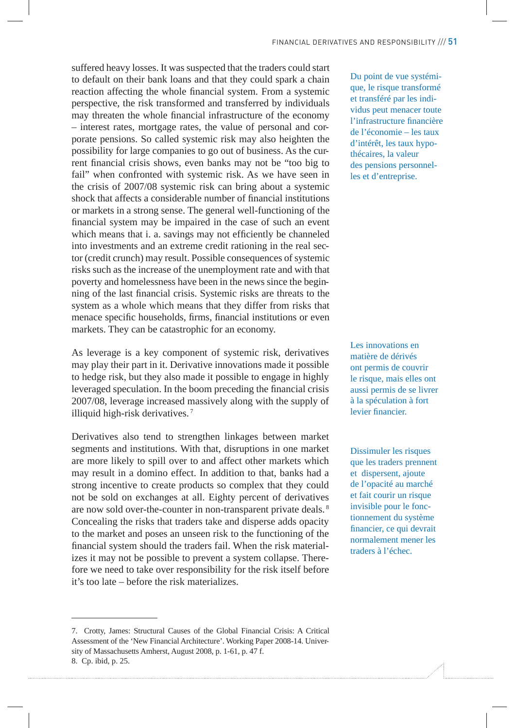suffered heavy losses. It was suspected that the traders could start to default on their bank loans and that they could spark a chain reaction affecting the whole financial system. From a systemic perspective, the risk transformed and transferred by individuals may threaten the whole financial infrastructure of the economy – interest rates, mortgage rates, the value of personal and corporate pensions. So called systemic risk may also heighten the possibility for large companies to go out of business. As the current financial crisis shows, even banks may not be "too big to fail" when confronted with systemic risk. As we have seen in the crisis of 2007/08 systemic risk can bring about a systemic shock that affects a considerable number of financial institutions or markets in a strong sense. The general well-functioning of the financial system may be impaired in the case of such an event which means that i. a. savings may not efficiently be channeled into investments and an extreme credit rationing in the real sector (credit crunch) may result. Possible consequences of systemic risks such as the increase of the unemployment rate and with that poverty and homelessness have been in the news since the beginning of the last financial crisis. Systemic risks are threats to the system as a whole which means that they differ from risks that menace specific households, firms, financial institutions or even markets. They can be catastrophic for an economy.

Du point de vue systémique, le risque transformé et transféré par les individus peut menacer toute l'infrastructure financière de l'économie – les taux d'intérêt, les taux hypothécaires, la valeur des pensions personnelles et d'entreprise.

As leverage is a key component of systemic risk, derivatives may play their part in it. Derivative innovations made it possible to hedge risk, but they also made it possible to engage in highly leveraged speculation. In the boom preceding the financial crisis 2007/08, leverage increased massively along with the supply of illiquid high-risk derivatives.[7]

Les innovations en matière de dérivés ont permis de couvrir le risque, mais elles ont aussi permis de se livrer à la spéculation à fort levier financier.

Derivatives also tend to strengthen linkages between market segments and institutions. With that, disruptions in one market are more likely to spill over to and affect other markets which may result in a domino effect. In addition to that, banks had a strong incentive to create products so complex that they could not be sold on exchanges at all. Eighty percent of derivatives are now sold over-the-counter in non-transparent private deals.[8] Concealing the risks that traders take and disperse adds opacity to the market and poses an unseen risk to the functioning of the financial system should the traders fail. When the risk materializes it may not be possible to prevent a system collapse. Therefore we need to take over responsibility for the risk itself before it's too late – before the risk materializes.

Dissimuler les risques que les traders prennent et dispersent, ajoute de l'opacité au marché et fait courir un risque invisible pour le fonctionnement du système financier, ce qui devrait normalement mener les traders à l'échec.

---

7. Crotty, James: Structural Causes of the Global Financial Crisis: A Critical Assessment of the 'New Financial Architecture'. Working Paper 2008-14. University of Massachusetts Amherst, August 2008, p. 1-61, p. 47 f.
8. Cp. ibid, p. 25.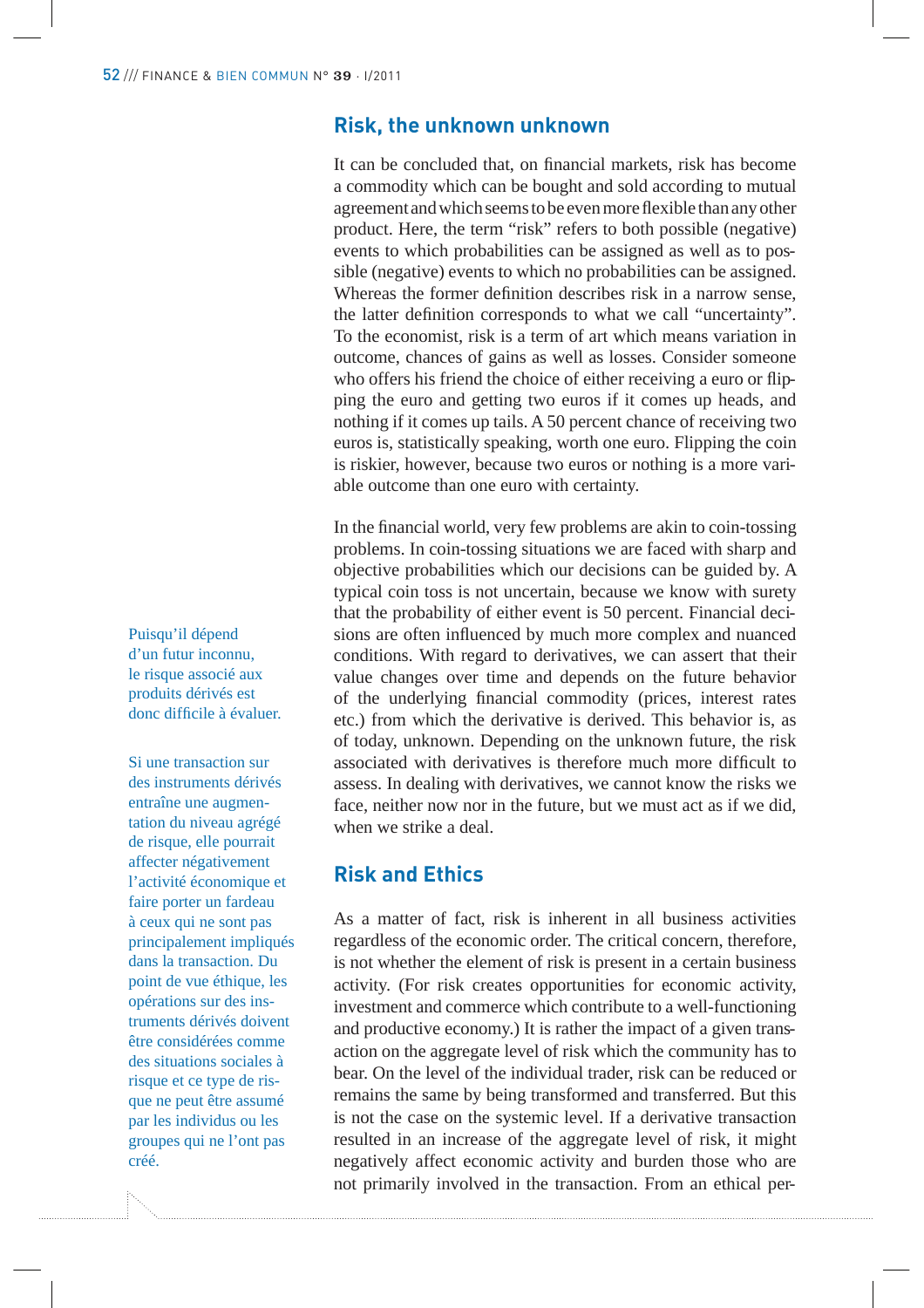## Risk, the unknown unknown

It can be concluded that, on financial markets, risk has become a commodity which can be bought and sold according to mutual agreement and which seems to be even more flexible than any other product. Here, the term "risk" refers to both possible (negative) events to which probabilities can be assigned as well as to possible (negative) events to which no probabilities can be assigned. Whereas the former definition describes risk in a narrow sense, the latter definition corresponds to what we call "uncertainty". To the economist, risk is a term of art which means variation in outcome, chances of gains as well as losses. Consider someone who offers his friend the choice of either receiving a euro or flipping the euro and getting two euros if it comes up heads, and nothing if it comes up tails. A 50 percent chance of receiving two euros is, statistically speaking, worth one euro. Flipping the coin is riskier, however, because two euros or nothing is a more variable outcome than one euro with certainty.

In the financial world, very few problems are akin to coin-tossing problems. In coin-tossing situations we are faced with sharp and objective probabilities which our decisions can be guided by. A typical coin toss is not uncertain, because we know with surety that the probability of either event is 50 percent. Financial decisions are often influenced by much more complex and nuanced conditions. With regard to derivatives, we can assert that their value changes over time and depends on the future behavior of the underlying financial commodity (prices, interest rates etc.) from which the derivative is derived. This behavior is, as of today, unknown. Depending on the unknown future, the risk associated with derivatives is therefore much more difficult to assess. In dealing with derivatives, we cannot know the risks we face, neither now nor in the future, but we must act as if we did, when we strike a deal.

Puisqu'il dépend d'un futur inconnu, le risque associé aux produits dérivés est donc difficile à évaluer.

## Risk and Ethics

As a matter of fact, risk is inherent in all business activities regardless of the economic order. The critical concern, therefore, is not whether the element of risk is present in a certain business activity. (For risk creates opportunities for economic activity, investment and commerce which contribute to a well-functioning and productive economy.) It is rather the impact of a given transaction on the aggregate level of risk which the community has to bear. On the level of the individual trader, risk can be reduced or remains the same by being transformed and transferred. But this is not the case on the systemic level. If a derivative transaction resulted in an increase of the aggregate level of risk, it might negatively affect economic activity and burden those who are not primarily involved in the transaction. From an ethical per-

Si une transaction sur des instruments dérivés entraîne une augmentation du niveau agrégé de risque, elle pourrait affecter négativement l'activité économique et faire porter un fardeau à ceux qui ne sont pas principalement impliqués dans la transaction. Du point de vue éthique, les opérations sur des instruments dérivés doivent être considérées comme des situations sociales à risque et ce type de risque ne peut être assumé par les individus ou les groupes qui ne l'ont pas créé.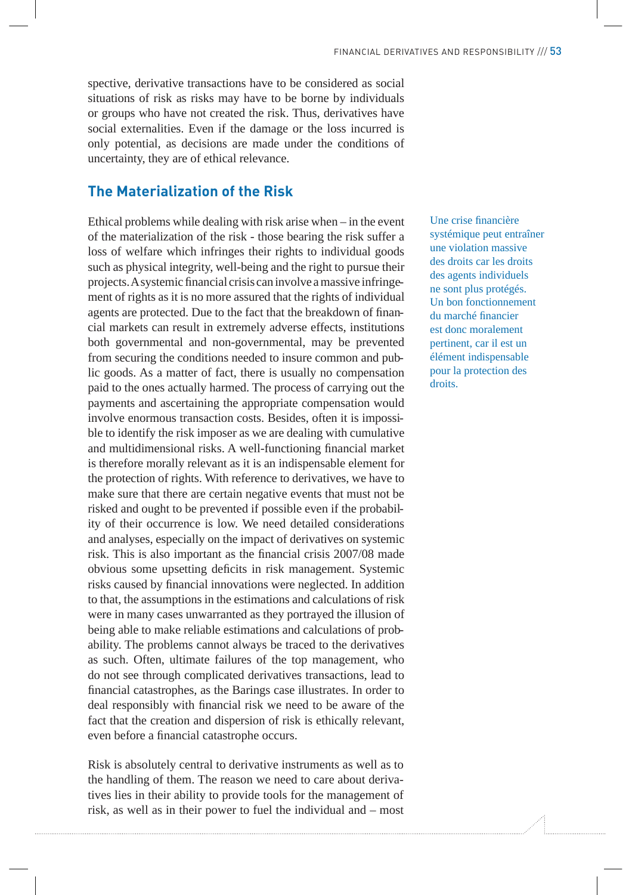spective, derivative transactions have to be considered as social situations of risk as risks may have to be borne by individuals or groups who have not created the risk. Thus, derivatives have social externalities. Even if the damage or the loss incurred is only potential, as decisions are made under the conditions of uncertainty, they are of ethical relevance.

## The Materialization of the Risk

Ethical problems while dealing with risk arise when – in the event of the materialization of the risk - those bearing the risk suffer a loss of welfare which infringes their rights to individual goods such as physical integrity, well-being and the right to pursue their projects. A systemic financial crisis can involve a massive infringement of rights as it is no more assured that the rights of individual agents are protected. Due to the fact that the breakdown of financial markets can result in extremely adverse effects, institutions both governmental and non-governmental, may be prevented from securing the conditions needed to insure common and public goods. As a matter of fact, there is usually no compensation paid to the ones actually harmed. The process of carrying out the payments and ascertaining the appropriate compensation would involve enormous transaction costs. Besides, often it is impossible to identify the risk imposer as we are dealing with cumulative and multidimensional risks. A well-functioning financial market is therefore morally relevant as it is an indispensable element for the protection of rights. With reference to derivatives, we have to make sure that there are certain negative events that must not be risked and ought to be prevented if possible even if the probability of their occurrence is low. We need detailed considerations and analyses, especially on the impact of derivatives on systemic risk. This is also important as the financial crisis 2007/08 made obvious some upsetting deficits in risk management. Systemic risks caused by financial innovations were neglected. In addition to that, the assumptions in the estimations and calculations of risk were in many cases unwarranted as they portrayed the illusion of being able to make reliable estimations and calculations of probability. The problems cannot always be traced to the derivatives as such. Often, ultimate failures of the top management, who do not see through complicated derivatives transactions, lead to financial catastrophes, as the Barings case illustrates. In order to deal responsibly with financial risk we need to be aware of the fact that the creation and dispersion of risk is ethically relevant, even before a financial catastrophe occurs.

Une crise financière systémique peut entraîner une violation massive des droits car les droits des agents individuels ne sont plus protégés. Un bon fonctionnement du marché financier est donc moralement pertinent, car il est un élément indispensable pour la protection des droits.

Risk is absolutely central to derivative instruments as well as to the handling of them. The reason we need to care about derivatives lies in their ability to provide tools for the management of risk, as well as in their power to fuel the individual and – most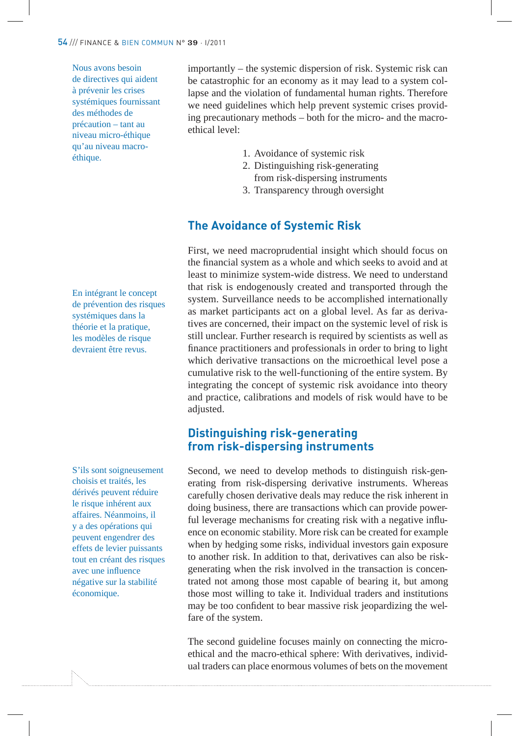Nous avons besoin de directives qui aident à prévenir les crises systémiques fournissant des méthodes de précaution – tant au niveau micro-éthique qu'au niveau macro-éthique.

importantly – the systemic dispersion of risk. Systemic risk can be catastrophic for an economy as it may lead to a system collapse and the violation of fundamental human rights. Therefore we need guidelines which help prevent systemic crises providing precautionary methods – both for the micro- and the macro-ethical level:

1. Avoidance of systemic risk
2. Distinguishing risk-generating from risk-dispersing instruments
3. Transparency through oversight

## The Avoidance of Systemic Risk

En intégrant le concept de prévention des risques systémiques dans la théorie et la pratique, les modèles de risque devraient être revus.

First, we need macroprudential insight which should focus on the financial system as a whole and which seeks to avoid and at least to minimize system-wide distress. We need to understand that risk is endogenously created and transported through the system. Surveillance needs to be accomplished internationally as market participants act on a global level. As far as derivatives are concerned, their impact on the systemic level of risk is still unclear. Further research is required by scientists as well as finance practitioners and professionals in order to bring to light which derivative transactions on the microethical level pose a cumulative risk to the well-functioning of the entire system. By integrating the concept of systemic risk avoidance into theory and practice, calibrations and models of risk would have to be adjusted.

## Distinguishing risk-generating from risk-dispersing instruments

S'ils sont soigneusement choisis et traités, les dérivés peuvent réduire le risque inhérent aux affaires. Néanmoins, il y a des opérations qui peuvent engendrer des effets de levier puissants tout en créant des risques avec une influence négative sur la stabilité économique.

Second, we need to develop methods to distinguish risk-generating from risk-dispersing derivative instruments. Whereas carefully chosen derivative deals may reduce the risk inherent in doing business, there are transactions which can provide powerful leverage mechanisms for creating risk with a negative influence on economic stability. More risk can be created for example when by hedging some risks, individual investors gain exposure to another risk. In addition to that, derivatives can also be risk-generating when the risk involved in the transaction is concentrated not among those most capable of bearing it, but among those most willing to take it. Individual traders and institutions may be too confident to bear massive risk jeopardizing the welfare of the system.

The second guideline focuses mainly on connecting the micro-ethical and the macro-ethical sphere: With derivatives, individual traders can place enormous volumes of bets on the movement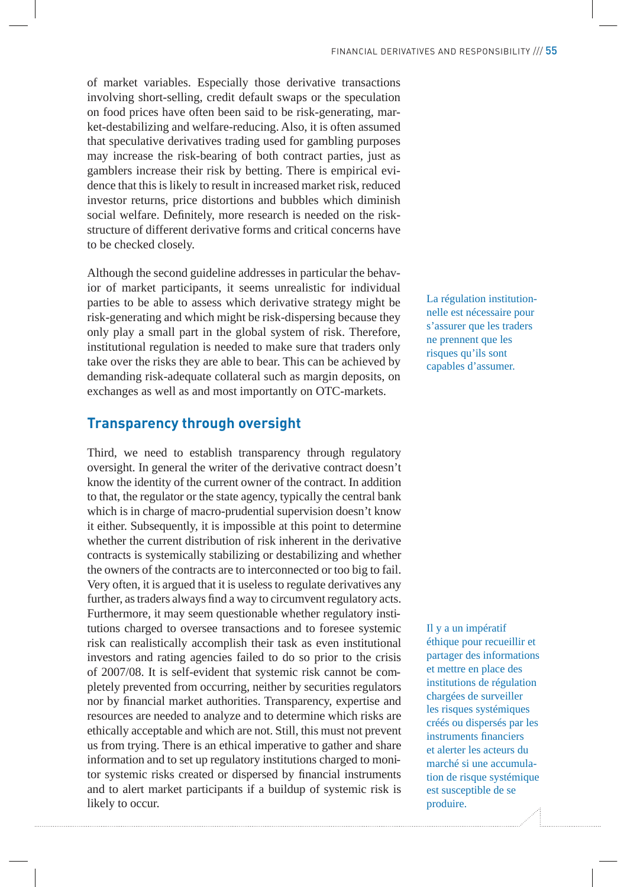of market variables. Especially those derivative transactions involving short-selling, credit default swaps or the speculation on food prices have often been said to be risk-generating, market-destabilizing and welfare-reducing. Also, it is often assumed that speculative derivatives trading used for gambling purposes may increase the risk-bearing of both contract parties, just as gamblers increase their risk by betting. There is empirical evidence that this is likely to result in increased market risk, reduced investor returns, price distortions and bubbles which diminish social welfare. Definitely, more research is needed on the risk-structure of different derivative forms and critical concerns have to be checked closely.

Although the second guideline addresses in particular the behavior of market participants, it seems unrealistic for individual parties to be able to assess which derivative strategy might be risk-generating and which might be risk-dispersing because they only play a small part in the global system of risk. Therefore, institutional regulation is needed to make sure that traders only take over the risks they are able to bear. This can be achieved by demanding risk-adequate collateral such as margin deposits, on exchanges as well as and most importantly on OTC-markets.

La régulation institutionnelle est nécessaire pour s'assurer que les traders ne prennent que les risques qu'ils sont capables d'assumer.

## Transparency through oversight

Third, we need to establish transparency through regulatory oversight. In general the writer of the derivative contract doesn't know the identity of the current owner of the contract. In addition to that, the regulator or the state agency, typically the central bank which is in charge of macro-prudential supervision doesn't know it either. Subsequently, it is impossible at this point to determine whether the current distribution of risk inherent in the derivative contracts is systemically stabilizing or destabilizing and whether the owners of the contracts are to interconnected or too big to fail. Very often, it is argued that it is useless to regulate derivatives any further, as traders always find a way to circumvent regulatory acts. Furthermore, it may seem questionable whether regulatory institutions charged to oversee transactions and to foresee systemic risk can realistically accomplish their task as even institutional investors and rating agencies failed to do so prior to the crisis of 2007/08. It is self-evident that systemic risk cannot be completely prevented from occurring, neither by securities regulators nor by financial market authorities. Transparency, expertise and resources are needed to analyze and to determine which risks are ethically acceptable and which are not. Still, this must not prevent us from trying. There is an ethical imperative to gather and share information and to set up regulatory institutions charged to monitor systemic risks created or dispersed by financial instruments and to alert market participants if a buildup of systemic risk is likely to occur.

Il y a un impératif éthique pour recueillir et partager des informations et mettre en place des institutions de régulation chargées de surveiller les risques systémiques créés ou dispersés par les instruments financiers et alerter les acteurs du marché si une accumulation de risque systémique est susceptible de se produire.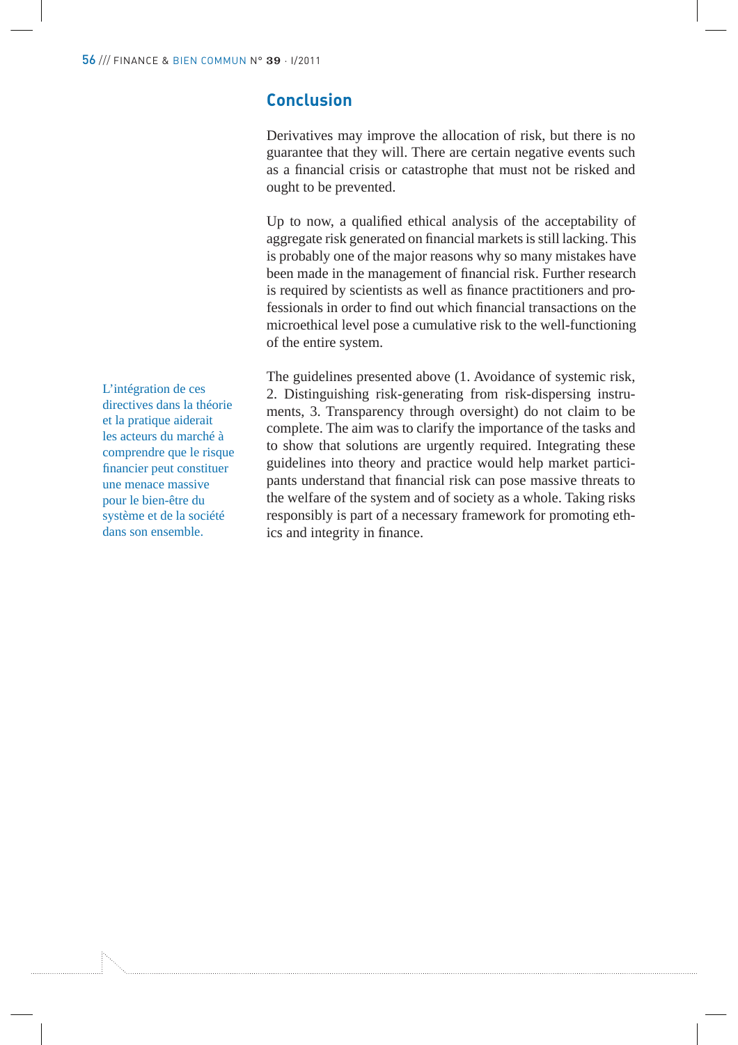## Conclusion

Derivatives may improve the allocation of risk, but there is no guarantee that they will. There are certain negative events such as a financial crisis or catastrophe that must not be risked and ought to be prevented.

Up to now, a qualified ethical analysis of the acceptability of aggregate risk generated on financial markets is still lacking. This is probably one of the major reasons why so many mistakes have been made in the management of financial risk. Further research is required by scientists as well as finance practitioners and professionals in order to find out which financial transactions on the microethical level pose a cumulative risk to the well-functioning of the entire system.

L'intégration de ces directives dans la théorie et la pratique aiderait les acteurs du marché à comprendre que le risque financier peut constituer une menace massive pour le bien-être du système et de la société dans son ensemble.

The guidelines presented above (1. Avoidance of systemic risk, 2. Distinguishing risk-generating from risk-dispersing instruments, 3. Transparency through oversight) do not claim to be complete. The aim was to clarify the importance of the tasks and to show that solutions are urgently required. Integrating these guidelines into theory and practice would help market participants understand that financial risk can pose massive threats to the welfare of the system and of society as a whole. Taking risks responsibly is part of a necessary framework for promoting ethics and integrity in finance.